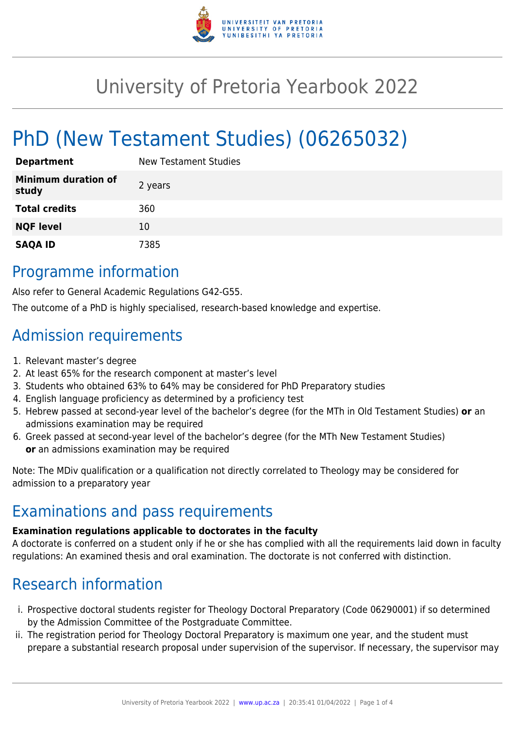# University of Pretoria Yearbook 2022

# PhD (New Testament Studies) (06265032)

| Department | New Testament Studies |
| --- | --- |
| **Minimum duration of study** | 2 years |
| **Total credits** | 360 |
| **NQF level** | 10 |
| **SAQA ID** | 7385 |

## Programme information

Also refer to General Academic Regulations G42-G55.

The outcome of a PhD is highly specialised, research-based knowledge and expertise.

## Admission requirements

1. Relevant master's degree
2. At least 65% for the research component at master's level
3. Students who obtained 63% to 64% may be considered for PhD Preparatory studies
4. English language proficiency as determined by a proficiency test
5. Hebrew passed at second-year level of the bachelor's degree (for the MTh in Old Testament Studies) **or** an admissions examination may be required
6. Greek passed at second-year level of the bachelor's degree (for the MTh New Testament Studies) **or** an admissions examination may be required

Note: The MDiv qualification or a qualification not directly correlated to Theology may be considered for admission to a preparatory year

## Examinations and pass requirements

**Examination regulations applicable to doctorates in the faculty**

A doctorate is conferred on a student only if he or she has complied with all the requirements laid down in faculty regulations: An examined thesis and oral examination. The doctorate is not conferred with distinction.

## Research information

i. Prospective doctoral students register for Theology Doctoral Preparatory (Code 06290001) if so determined by the Admission Committee of the Postgraduate Committee.
ii. The registration period for Theology Doctoral Preparatory is maximum one year, and the student must prepare a substantial research proposal under supervision of the supervisor. If necessary, the supervisor may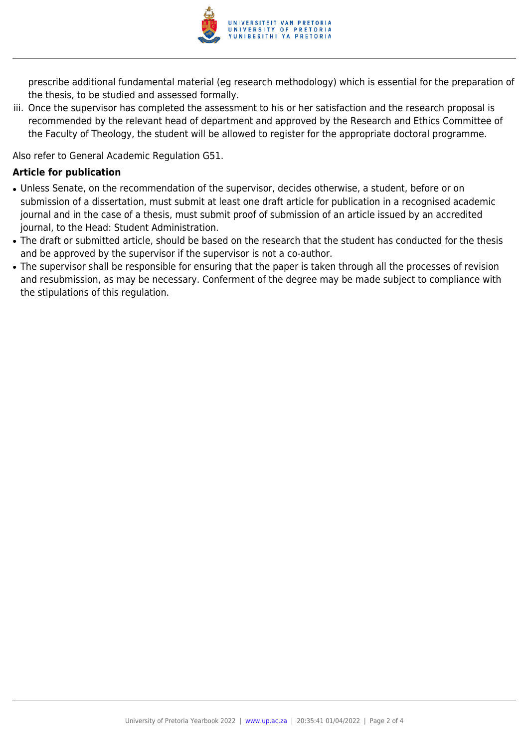prescribe additional fundamental material (eg research methodology) which is essential for the preparation of the thesis, to be studied and assessed formally.

iii. Once the supervisor has completed the assessment to his or her satisfaction and the research proposal is recommended by the relevant head of department and approved by the Research and Ethics Committee of the Faculty of Theology, the student will be allowed to register for the appropriate doctoral programme.

Also refer to General Academic Regulation G51.

### Article for publication

- Unless Senate, on the recommendation of the supervisor, decides otherwise, a student, before or on submission of a dissertation, must submit at least one draft article for publication in a recognised academic journal and in the case of a thesis, must submit proof of submission of an article issued by an accredited journal, to the Head: Student Administration.
- The draft or submitted article, should be based on the research that the student has conducted for the thesis and be approved by the supervisor if the supervisor is not a co-author.
- The supervisor shall be responsible for ensuring that the paper is taken through all the processes of revision and resubmission, as may be necessary. Conferment of the degree may be made subject to compliance with the stipulations of this regulation.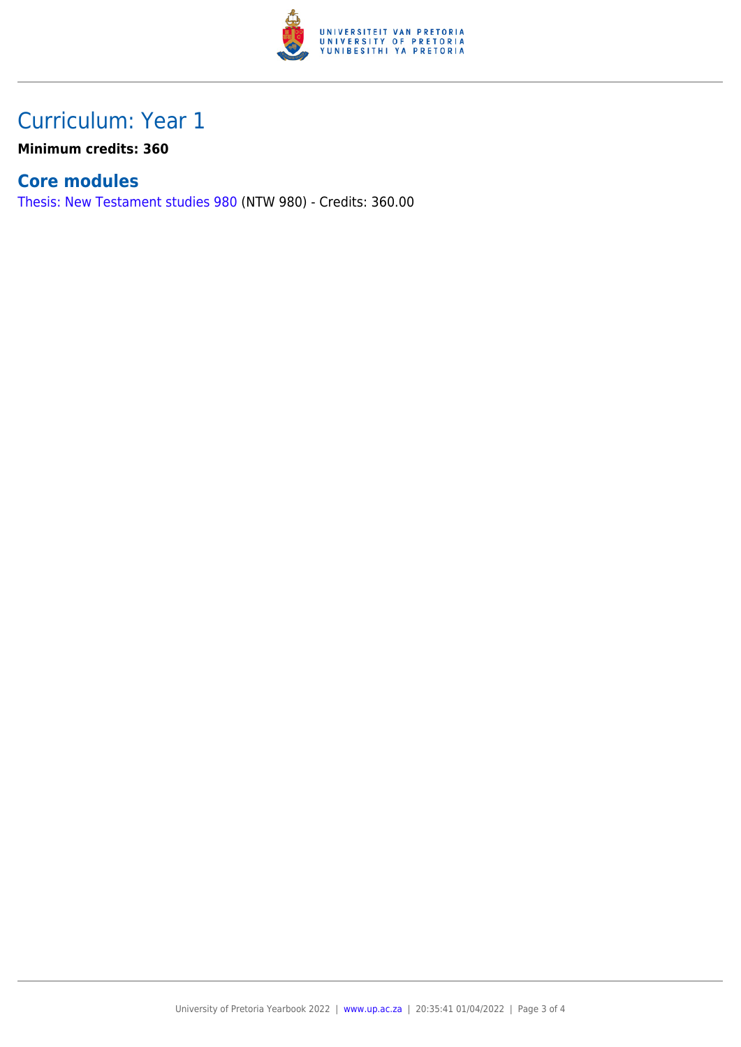# Curriculum: Year 1

**Minimum credits: 360**

## Core modules

Thesis: New Testament studies 980 (NTW 980) - Credits: 360.00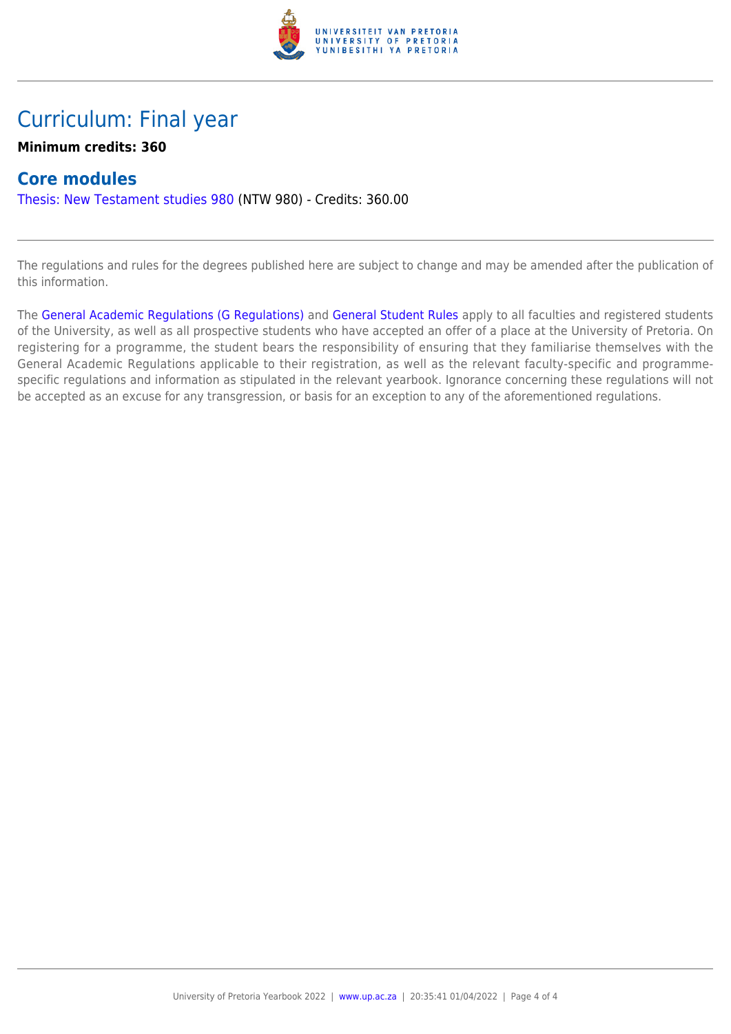## Curriculum: Final year

**Minimum credits: 360**

### Core modules

Thesis: New Testament studies 980 (NTW 980) - Credits: 360.00

---

The regulations and rules for the degrees published here are subject to change and may be amended after the publication of this information.

The General Academic Regulations (G Regulations) and General Student Rules apply to all faculties and registered students of the University, as well as all prospective students who have accepted an offer of a place at the University of Pretoria. On registering for a programme, the student bears the responsibility of ensuring that they familiarise themselves with the General Academic Regulations applicable to their registration, as well as the relevant faculty-specific and programme-specific regulations and information as stipulated in the relevant yearbook. Ignorance concerning these regulations will not be accepted as an excuse for any transgression, or basis for an exception to any of the aforementioned regulations.